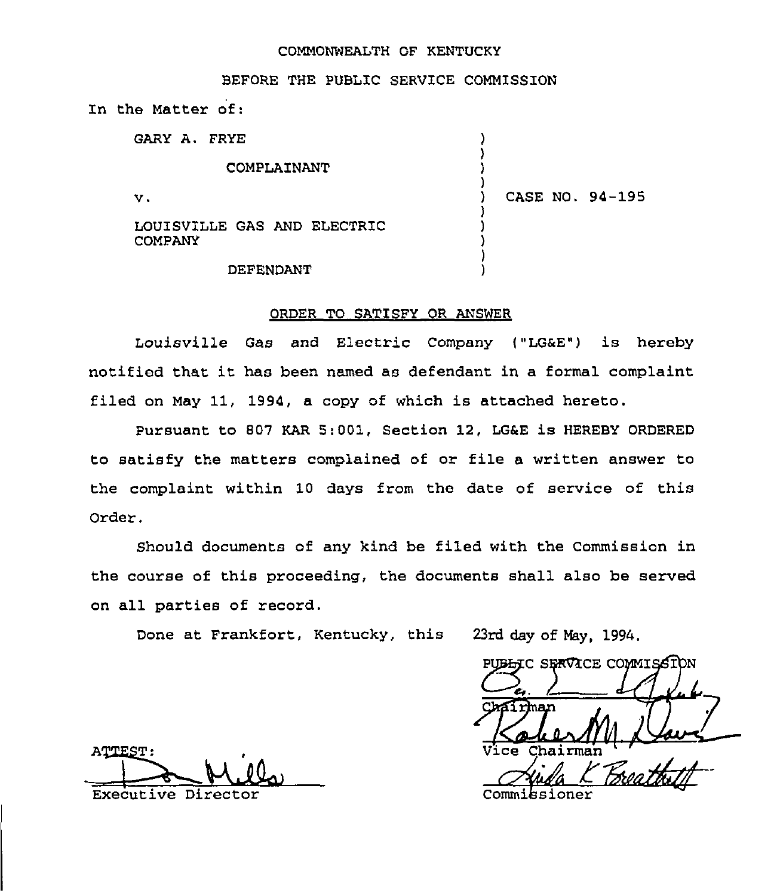COMMONWEALTH OF KENTUCKY

BEFORE THE PUBLIC SERVICE COMMISSION

In the Matter of:

| | | |
|---|---|---|
| GARY A. FRYE | ) | |
| COMPLAINANT | ) | |
| v. | ) | CASE NO. 94-195 |
| LOUISVILLE GAS AND ELECTRIC COMPANY | ) | |
| DEFENDANT | ) | |

## ORDER TO SATISFY OR ANSWER

Louisville Gas and Electric Company ("LG&E") is hereby notified that it has been named as defendant in a formal complaint filed on May 11, 1994, a copy of which is attached hereto.

Pursuant to 807 KAR 5:001, Section 12, LG&E is HEREBY ORDERED to satisfy the matters complained of or file a written answer to the complaint within 10 days from the date of service of this Order.

Should documents of any kind be filed with the Commission in the course of this proceeding, the documents shall also be served on all parties of record.

Done at Frankfort, Kentucky, this 23rd day of May, 1994.

PUBLIC SERVICE COMMISSION

Chairman

Vice Chairman

Commissioner

ATTEST:

Executive Director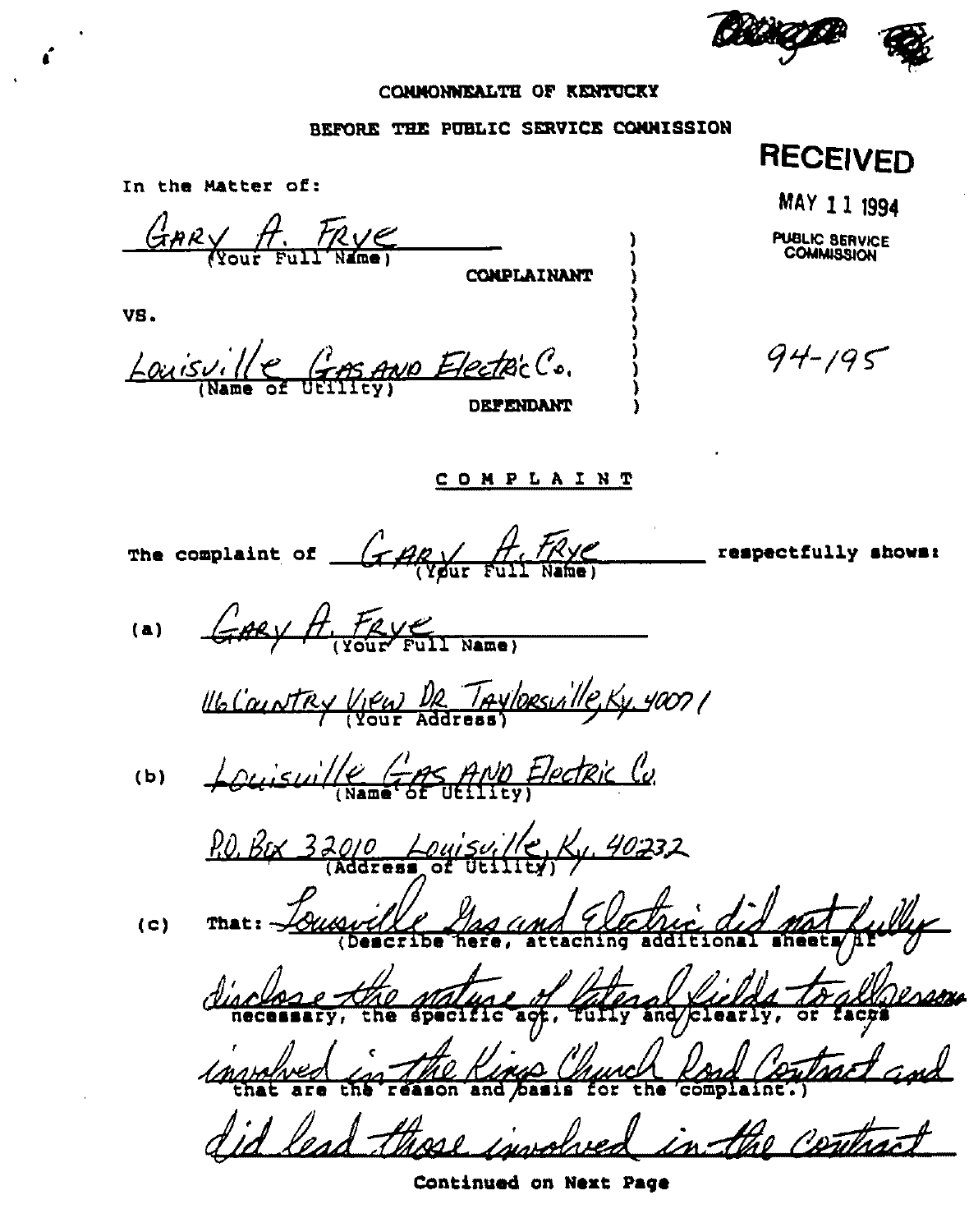COMMONWEALTH OF KENTUCKY

BEFORE THE PUBLIC SERVICE COMMISSION

RECEIVED

MAY 11 1994

PUBLIC SERVICE COMMISSION

In the Matter of:

GARY A. FRYE
(Your Full Name)

COMPLAINANT

VS.

Louisville Gas AND Electric Co.
(Name of Utility)

DEFENDANT

94-195

## COMPLAINT

The complaint of GARY A. FRYE (Your Full Name) respectfully shows:

(a) GARY A. FRYE
(Your Full Name)

116 Country View Dr Taylorsville, Ky. 40071
(Your Address)

(b) Louisville Gas AND Electric Co.
(Name of Utility)

P.O. Box 32010 Louisville, Ky. 40232
(Address of Utility)

(c) That: Louisville Gas and Electric did not fully disclose the nature of lateral fields to all persons involved in the Kings Church Road Contract and did lead those involved in the contract
(Describe here, attaching additional sheets if necessary, the specific act, fully and clearly, or facts that are the reason and basis for the complaint.)

Continued on Next Page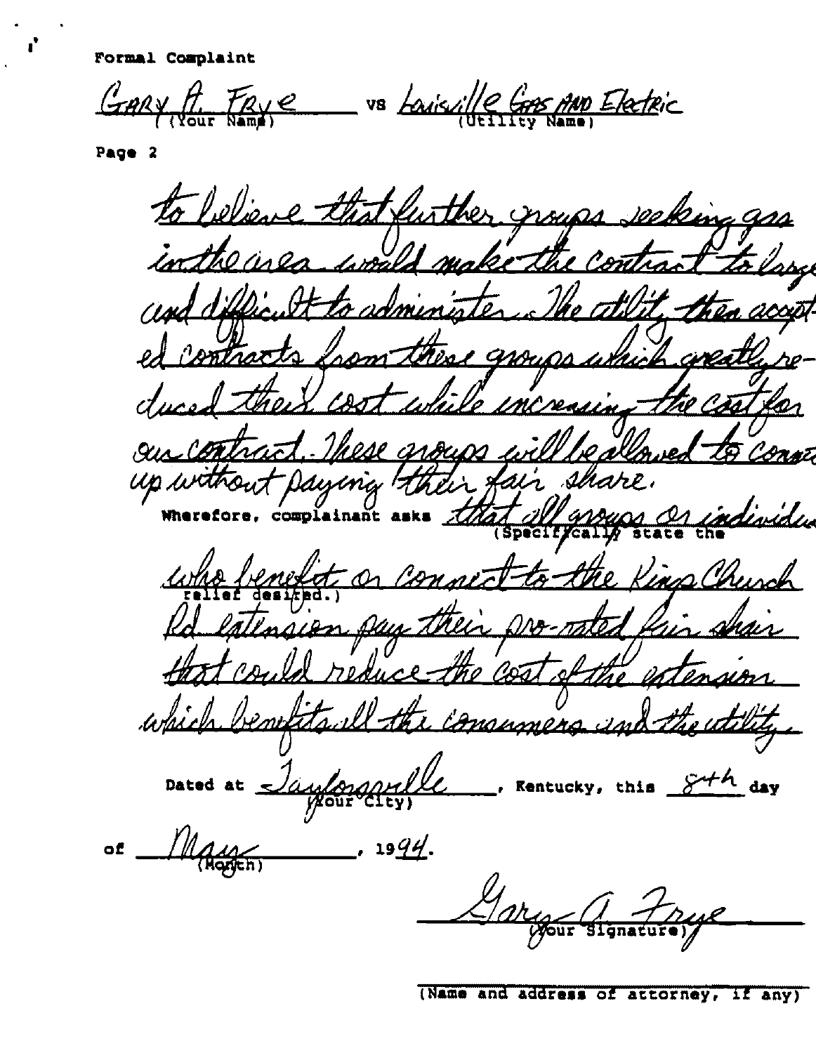Formal Complaint

Gary A. Frye vs Louisville Gas and Electric
(Your Name) (Utility Name)

Page 2

to believe that further groups seeking gas in the area would make the contract to large and difficult to administer. The utility then accepted contracts from these groups which greatly reduced their cost while increasing the cost for our contract. These groups will be allowed to connect up without paying their fair share.

Wherefore, complainant asks that all groups or individuals who benefit or connect to the Kings Church Rd extension pay their pro-rated fair share that could reduce the cost of the extension which benefits all the consumers and the utility.
(Specifically state the relief desired.)

Dated at Taylorsville, Kentucky, this 8th day
(Your City)

of May, 1994.
(Month)

Gary A. Frye
(Your Signature)

(Name and address of attorney, if any)